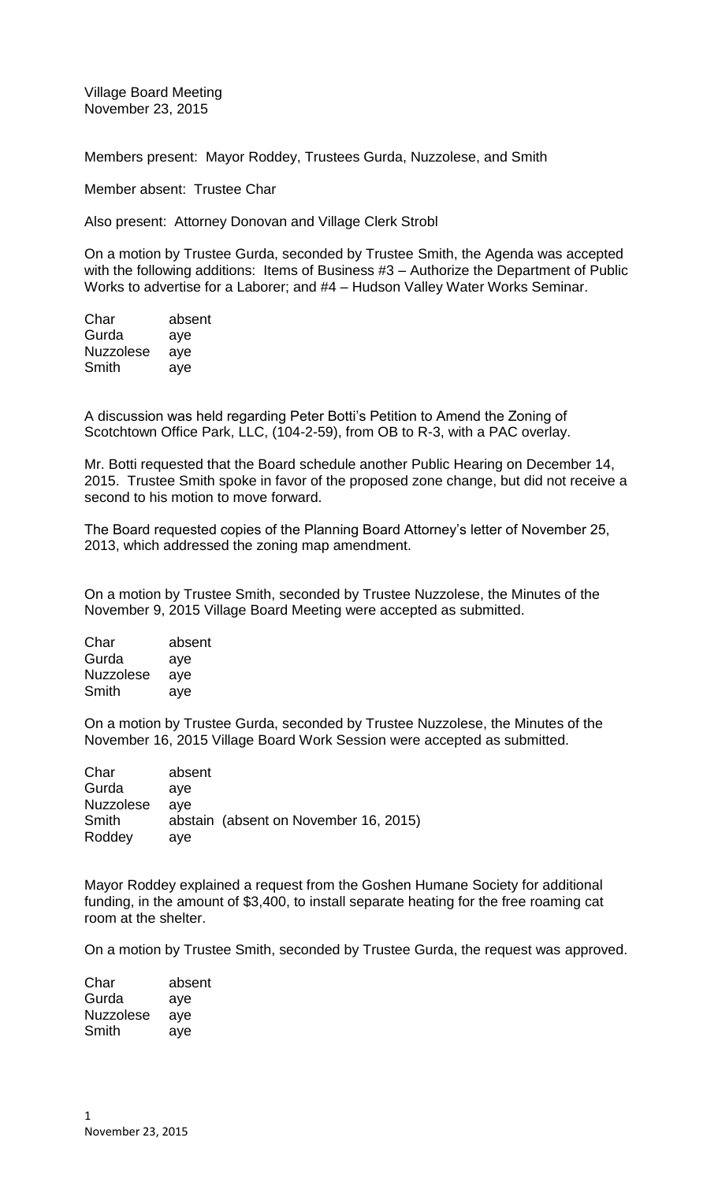Village Board Meeting
November 23, 2015

Members present: Mayor Roddey, Trustees Gurda, Nuzzolese, and Smith

Member absent: Trustee Char

Also present: Attorney Donovan and Village Clerk Strobl

On a motion by Trustee Gurda, seconded by Trustee Smith, the Agenda was accepted with the following additions: Items of Business #3 – Authorize the Department of Public Works to advertise for a Laborer; and #4 – Hudson Valley Water Works Seminar.

| | |
|---|---|
| Char | absent |
| Gurda | aye |
| Nuzzolese | aye |
| Smith | aye |

A discussion was held regarding Peter Botti's Petition to Amend the Zoning of Scotchtown Office Park, LLC, (104-2-59), from OB to R-3, with a PAC overlay.

Mr. Botti requested that the Board schedule another Public Hearing on December 14, 2015. Trustee Smith spoke in favor of the proposed zone change, but did not receive a second to his motion to move forward.

The Board requested copies of the Planning Board Attorney's letter of November 25, 2013, which addressed the zoning map amendment.

On a motion by Trustee Smith, seconded by Trustee Nuzzolese, the Minutes of the November 9, 2015 Village Board Meeting were accepted as submitted.

| | |
|---|---|
| Char | absent |
| Gurda | aye |
| Nuzzolese | aye |
| Smith | aye |

On a motion by Trustee Gurda, seconded by Trustee Nuzzolese, the Minutes of the November 16, 2015 Village Board Work Session were accepted as submitted.

| | |
|---|---|
| Char | absent |
| Gurda | aye |
| Nuzzolese | aye |
| Smith | abstain (absent on November 16, 2015) |
| Roddey | aye |

Mayor Roddey explained a request from the Goshen Humane Society for additional funding, in the amount of $3,400, to install separate heating for the free roaming cat room at the shelter.

On a motion by Trustee Smith, seconded by Trustee Gurda, the request was approved.

| | |
|---|---|
| Char | absent |
| Gurda | aye |
| Nuzzolese | aye |
| Smith | aye |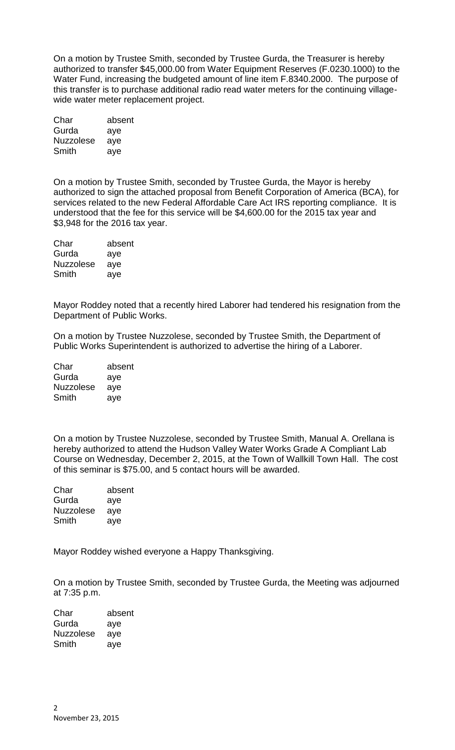On a motion by Trustee Smith, seconded by Trustee Gurda, the Treasurer is hereby authorized to transfer $45,000.00 from Water Equipment Reserves (F.0230.1000) to the Water Fund, increasing the budgeted amount of line item F.8340.2000. The purpose of this transfer is to purchase additional radio read water meters for the continuing village-wide water meter replacement project.

| | |
|---|---|
| Char | absent |
| Gurda | aye |
| Nuzzolese | aye |
| Smith | aye |

On a motion by Trustee Smith, seconded by Trustee Gurda, the Mayor is hereby authorized to sign the attached proposal from Benefit Corporation of America (BCA), for services related to the new Federal Affordable Care Act IRS reporting compliance. It is understood that the fee for this service will be $4,600.00 for the 2015 tax year and $3,948 for the 2016 tax year.

| | |
|---|---|
| Char | absent |
| Gurda | aye |
| Nuzzolese | aye |
| Smith | aye |

Mayor Roddey noted that a recently hired Laborer had tendered his resignation from the Department of Public Works.

On a motion by Trustee Nuzzolese, seconded by Trustee Smith, the Department of Public Works Superintendent is authorized to advertise the hiring of a Laborer.

| | |
|---|---|
| Char | absent |
| Gurda | aye |
| Nuzzolese | aye |
| Smith | aye |

On a motion by Trustee Nuzzolese, seconded by Trustee Smith, Manual A. Orellana is hereby authorized to attend the Hudson Valley Water Works Grade A Compliant Lab Course on Wednesday, December 2, 2015, at the Town of Wallkill Town Hall. The cost of this seminar is $75.00, and 5 contact hours will be awarded.

| | |
|---|---|
| Char | absent |
| Gurda | aye |
| Nuzzolese | aye |
| Smith | aye |

Mayor Roddey wished everyone a Happy Thanksgiving.

On a motion by Trustee Smith, seconded by Trustee Gurda, the Meeting was adjourned at 7:35 p.m.

| | |
|---|---|
| Char | absent |
| Gurda | aye |
| Nuzzolese | aye |
| Smith | aye |